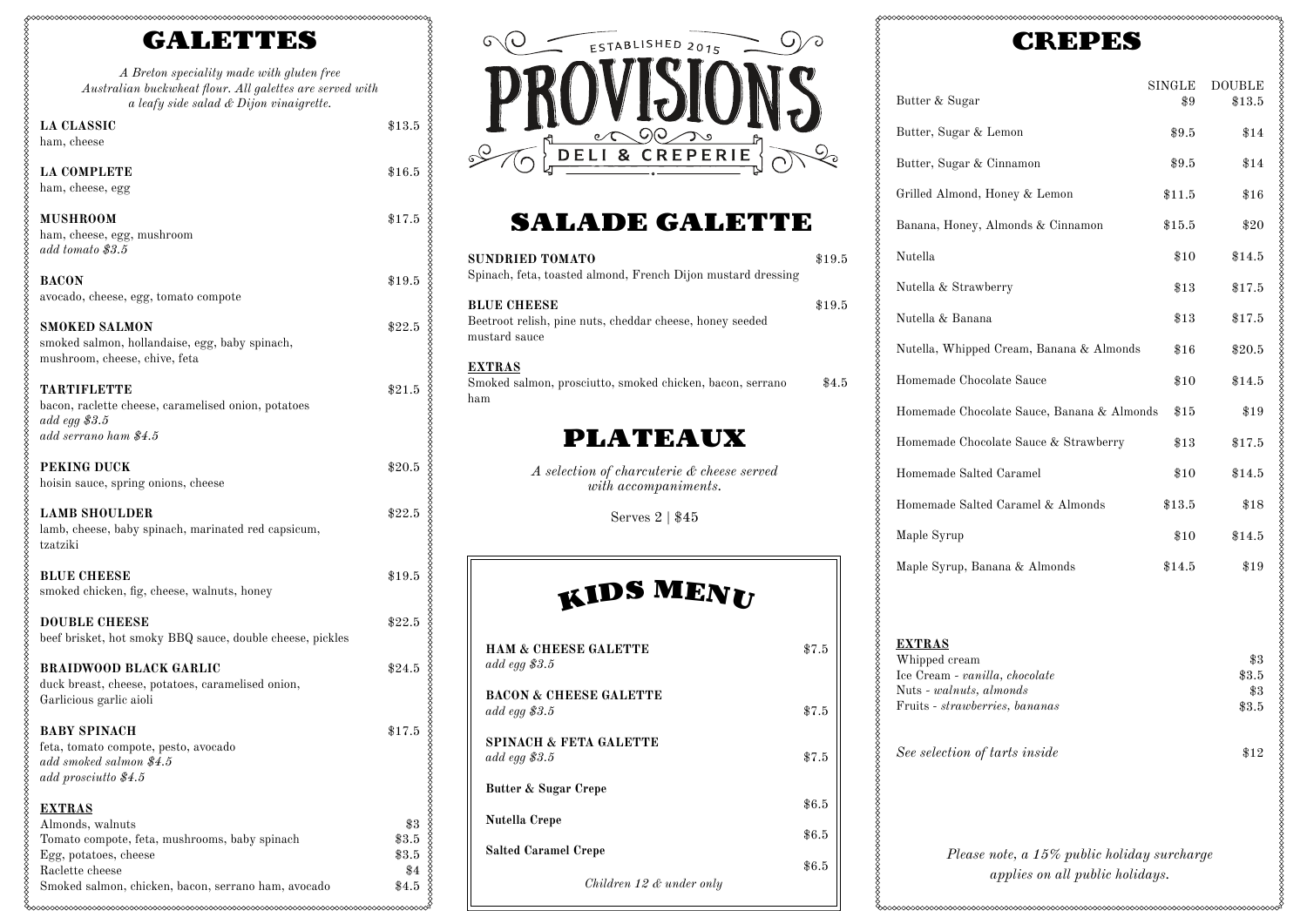# GALETTES

*A Breton speciality made with gluten free Australian buckwheat flour. All galettes are served with a leafy side salad & Dijon vinaigrette.*

**LA CLASSIC** — $13.5
ham, cheese

**LA COMPLETE** — $16.5
ham, cheese, egg

**MUSHROOM** — $17.5
ham, cheese, egg, mushroom
*add tomato $3.5*

**BACON** — $19.5
avocado, cheese, egg, tomato compote

**SMOKED SALMON** — $22.5
smoked salmon, hollandaise, egg, baby spinach, mushroom, cheese, chive, feta

**TARTIFLETTE** — $21.5
bacon, raclette cheese, caramelised onion, potatoes
*add egg $3.5*
*add serrano ham $4.5*

**PEKING DUCK** — $20.5
hoisin sauce, spring onions, cheese

**LAMB SHOULDER** — $22.5
lamb, cheese, baby spinach, marinated red capsicum, tzatziki

**BLUE CHEESE** — $19.5
smoked chicken, fig, cheese, walnuts, honey

**DOUBLE CHEESE** — $22.5
beef brisket, hot smoky BBQ sauce, double cheese, pickles

**BRAIDWOOD BLACK GARLIC** — $24.5
duck breast, cheese, potatoes, caramelised onion, Garlicious garlic aioli

**BABY SPINACH** — $17.5
feta, tomato compote, pesto, avocado
*add smoked salmon $4.5*
*add prosciutto $4.5*

**EXTRAS**

| Item | Price |
|---|---|
| Almonds, walnuts | $3 |
| Tomato compote, feta, mushrooms, baby spinach | $3.5 |
| Egg, potatoes, cheese | $3.5 |
| Raclette cheese | $4 |
| Smoked salmon, chicken, bacon, serrano ham, avocado | $4.5 |

ESTABLISHED 2015

# PROVISIONS

DELI & CREPERIE

# SALADE GALETTE

**SUNDRIED TOMATO** — $19.5
Spinach, feta, toasted almond, French Dijon mustard dressing

**BLUE CHEESE** — $19.5
Beetroot relish, pine nuts, cheddar cheese, honey seeded mustard sauce

**EXTRAS**
Smoked salmon, prosciutto, smoked chicken, bacon, serrano ham — $4.5

# PLATEAUX

*A selection of charcuterie & cheese served with accompaniments.*

Serves 2 | $45

# KIDS MENU

**HAM & CHEESE GALETTE** — $7.5
*add egg $3.5*

**BACON & CHEESE GALETTE** — $7.5
*add egg $3.5*

**SPINACH & FETA GALETTE** — $7.5
*add egg $3.5*

**Butter & Sugar Crepe** — $6.5

**Nutella Crepe** — $6.5

**Salted Caramel Crepe** — $6.5

*Children 12 & under only*

# CREPES

| | SINGLE | DOUBLE |
|---|---|---|
| Butter & Sugar | $9 | $13.5 |
| Butter, Sugar & Lemon | $9.5 | $14 |
| Butter, Sugar & Cinnamon | $9.5 | $14 |
| Grilled Almond, Honey & Lemon | $11.5 | $16 |
| Banana, Honey, Almonds & Cinnamon | $15.5 | $20 |
| Nutella | $10 | $14.5 |
| Nutella & Strawberry | $13 | $17.5 |
| Nutella & Banana | $13 | $17.5 |
| Nutella, Whipped Cream, Banana & Almonds | $16 | $20.5 |
| Homemade Chocolate Sauce | $10 | $14.5 |
| Homemade Chocolate Sauce, Banana & Almonds | $15 | $19 |
| Homemade Chocolate Sauce & Strawberry | $13 | $17.5 |
| Homemade Salted Caramel | $10 | $14.5 |
| Homemade Salted Caramel & Almonds | $13.5 | $18 |
| Maple Syrup | $10 | $14.5 |
| Maple Syrup, Banana & Almonds | $14.5 | $19 |

**EXTRAS**

| Item | Price |
|---|---|
| Whipped cream | $3 |
| Ice Cream - *vanilla, chocolate* | $3.5 |
| Nuts - *walnuts, almonds* | $3 |
| Fruits - *strawberries, bananas* | $3.5 |

*See selection of tarts inside* — $12

*Please note, a 15% public holiday surcharge applies on all public holidays.*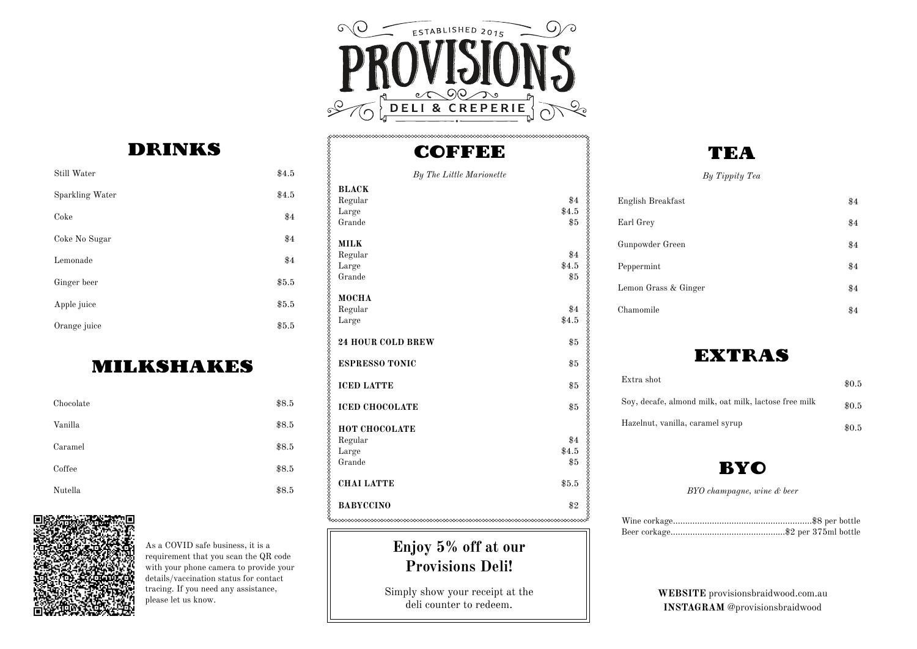ESTABLISHED 2015

# PROVISIONS

DELI & CREPERIE

## DRINKS

| | |
|---|---|
| Still Water | $4.5 |
| Sparkling Water | $4.5 |
| Coke | $4 |
| Coke No Sugar | $4 |
| Lemonade | $4 |
| Ginger beer | $5.5 |
| Apple juice | $5.5 |
| Orange juice | $5.5 |

## MILKSHAKES

| | |
|---|---|
| Chocolate | $8.5 |
| Vanilla | $8.5 |
| Caramel | $8.5 |
| Coffee | $8.5 |
| Nutella | $8.5 |

As a COVID safe business, it is a requirement that you scan the QR code with your phone camera to provide your details/vaccination status for contact tracing. If you need any assistance, please let us know.

## COFFEE

*By The Little Marionette*

| | |
|---|---|
| **BLACK** | |
| Regular | $4 |
| Large | $4.5 |
| Grande | $5 |
| **MILK** | |
| Regular | $4 |
| Large | $4.5 |
| Grande | $5 |
| **MOCHA** | |
| Regular | $4 |
| Large | $4.5 |
| **24 HOUR COLD BREW** | $5 |
| **ESPRESSO TONIC** | $5 |
| **ICED LATTE** | $5 |
| **ICED CHOCOLATE** | $5 |
| **HOT CHOCOLATE** | |
| Regular | $4 |
| Large | $4.5 |
| Grande | $5 |
| **CHAI LATTE** | $5.5 |
| **BABYCCINO** | $2 |

**Enjoy 5% off at our Provisions Deli!**

Simply show your receipt at the deli counter to redeem.

## TEA

*By Tippity Tea*

| | |
|---|---|
| English Breakfast | $4 |
| Earl Grey | $4 |
| Gunpowder Green | $4 |
| Peppermint | $4 |
| Lemon Grass & Ginger | $4 |
| Chamomile | $4 |

## EXTRAS

| | |
|---|---|
| Extra shot | $0.5 |
| Soy, decafe, almond milk, oat milk, lactose free milk | $0.5 |
| Hazelnut, vanilla, caramel syrup | $0.5 |

## BYO

*BYO champagne, wine & beer*

Wine corkage..........................................................$8 per bottle
Beer corkage...............................................$2 per 375ml bottle

**WEBSITE** provisionsbraidwood.com.au
**INSTAGRAM** @provisionsbraidwood